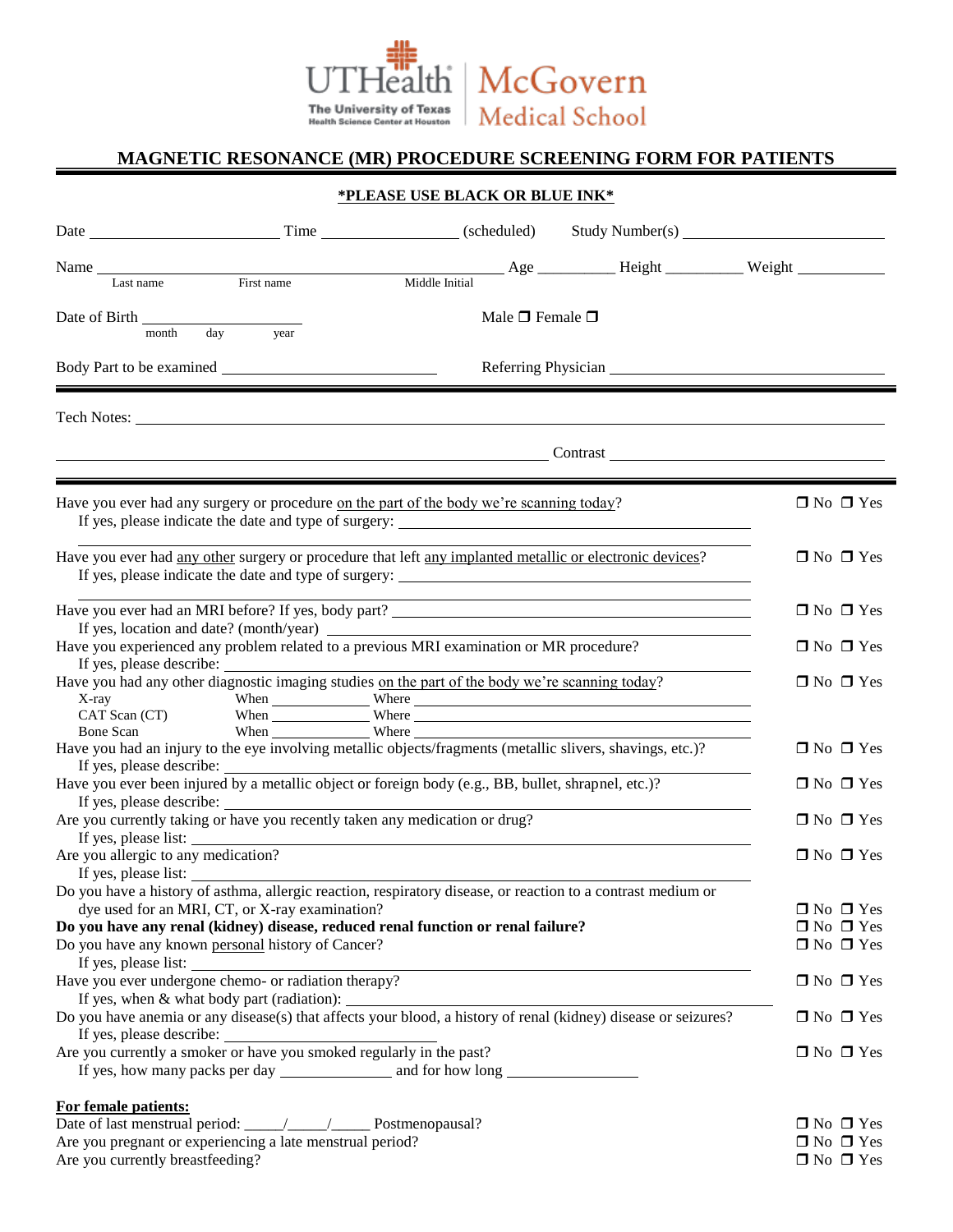UTHealth The University of Texas Health Science Center at Houston | McGovern Medical School

# MAGNETIC RESONANCE (MR) PROCEDURE SCREENING FORM FOR PATIENTS

**\*PLEASE USE BLACK OR BLUE INK\***

Date ______________________ Time ______________ (scheduled) Study Number(s) ______________________

Name ________________________________________________ Age _________ Height _________ Weight ___________
Last name First name Middle Initial

Date of Birth ___________________ Male ❒ Female ❒
month day year

Body Part to be examined ________________________ Referring Physician ______________________________

Tech Notes: ______________________________________________________________________________

______________________________________________________ Contrast ______________________________

Have you ever had any surgery or procedure on the part of the body we're scanning today? ❒ No ❒ Yes
If yes, please indicate the date and type of surgery: ________________________________________

Have you ever had any other surgery or procedure that left any implanted metallic or electronic devices? ❒ No ❒ Yes
If yes, please indicate the date and type of surgery: ________________________________________

Have you ever had an MRI before? If yes, body part? ________________________________________ ❒ No ❒ Yes
If yes, location and date? (month/year) ________________________________________

Have you experienced any problem related to a previous MRI examination or MR procedure? ❒ No ❒ Yes
If yes, please describe: ________________________________________

Have you had any other diagnostic imaging studies on the part of the body we're scanning today? ❒ No ❒ Yes

X-ray When __________ Where ______________________________
CAT Scan (CT) When __________ Where ______________________________
Bone Scan When __________ Where ______________________________

Have you had an injury to the eye involving metallic objects/fragments (metallic slivers, shavings, etc.)? ❒ No ❒ Yes
If yes, please describe: ________________________________________

Have you ever been injured by a metallic object or foreign body (e.g., BB, bullet, shrapnel, etc.)? ❒ No ❒ Yes
If yes, please describe: ________________________________________

Are you currently taking or have you recently taken any medication or drug? ❒ No ❒ Yes
If yes, please list: ________________________________________

Are you allergic to any medication? ❒ No ❒ Yes
If yes, please list: ________________________________________

Do you have a history of asthma, allergic reaction, respiratory disease, or reaction to a contrast medium or dye used for an MRI, CT, or X-ray examination? ❒ No ❒ Yes

**Do you have any renal (kidney) disease, reduced renal function or renal failure?** ❒ No ❒ Yes

Do you have any known personal history of Cancer? ❒ No ❒ Yes
If yes, please list: ________________________________________

Have you ever undergone chemo- or radiation therapy? ❒ No ❒ Yes
If yes, when & what body part (radiation): ________________________________________

Do you have anemia or any disease(s) that affects your blood, a history of renal (kidney) disease or seizures? ❒ No ❒ Yes
If yes, please describe: ________________________________________

Are you currently a smoker or have you smoked regularly in the past? ❒ No ❒ Yes
If yes, how many packs per day ______________ and for how long ________________

**For female patients:**

Date of last menstrual period: _____/_____/_____ Postmenopausal? ❒ No ❒ Yes
Are you pregnant or experiencing a late menstrual period? ❒ No ❒ Yes
Are you currently breastfeeding? ❒ No ❒ Yes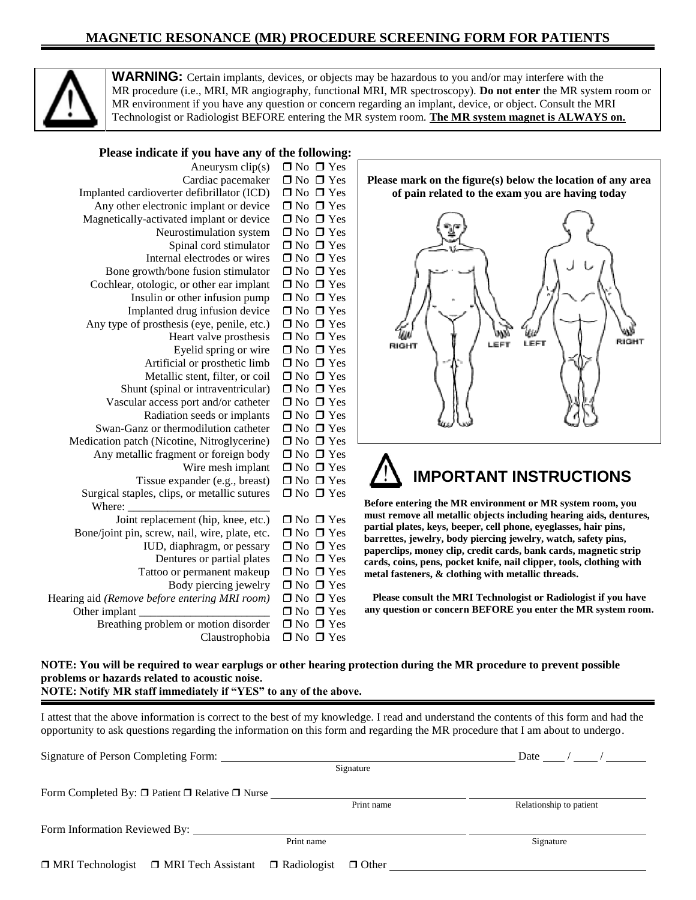# MAGNETIC RESONANCE (MR) PROCEDURE SCREENING FORM FOR PATIENTS

**WARNING:** Certain implants, devices, or objects may be hazardous to you and/or may interfere with the MR procedure (i.e., MRI, MR angiography, functional MRI, MR spectroscopy). **Do not enter** the MR system room or MR environment if you have any question or concern regarding an implant, device, or object. Consult the MRI Technologist or Radiologist BEFORE entering the MR system room. **The MR system magnet is ALWAYS on.**

**Please indicate if you have any of the following:**

| | |
|---|---|
| Aneurysm clip(s) | ❒ No ❒ Yes |
| Cardiac pacemaker | ❒ No ❒ Yes |
| Implanted cardioverter defibrillator (ICD) | ❒ No ❒ Yes |
| Any other electronic implant or device | ❒ No ❒ Yes |
| Magnetically-activated implant or device | ❒ No ❒ Yes |
| Neurostimulation system | ❒ No ❒ Yes |
| Spinal cord stimulator | ❒ No ❒ Yes |
| Internal electrodes or wires | ❒ No ❒ Yes |
| Bone growth/bone fusion stimulator | ❒ No ❒ Yes |
| Cochlear, otologic, or other ear implant | ❒ No ❒ Yes |
| Insulin or other infusion pump | ❒ No ❒ Yes |
| Implanted drug infusion device | ❒ No ❒ Yes |
| Any type of prosthesis (eye, penile, etc.) | ❒ No ❒ Yes |
| Heart valve prosthesis | ❒ No ❒ Yes |
| Eyelid spring or wire | ❒ No ❒ Yes |
| Artificial or prosthetic limb | ❒ No ❒ Yes |
| Metallic stent, filter, or coil | ❒ No ❒ Yes |
| Shunt (spinal or intraventricular) | ❒ No ❒ Yes |
| Vascular access port and/or catheter | ❒ No ❒ Yes |
| Radiation seeds or implants | ❒ No ❒ Yes |
| Swan-Ganz or thermodilution catheter | ❒ No ❒ Yes |
| Medication patch (Nicotine, Nitroglycerine) | ❒ No ❒ Yes |
| Any metallic fragment or foreign body | ❒ No ❒ Yes |
| Wire mesh implant | ❒ No ❒ Yes |
| Tissue expander (e.g., breast) | ❒ No ❒ Yes |
| Surgical staples, clips, or metallic sutures | ❒ No ❒ Yes |
| Where: ______________________ | |
| Joint replacement (hip, knee, etc.) | ❒ No ❒ Yes |
| Bone/joint pin, screw, nail, wire, plate, etc. | ❒ No ❒ Yes |
| IUD, diaphragm, or pessary | ❒ No ❒ Yes |
| Dentures or partial plates | ❒ No ❒ Yes |
| Tattoo or permanent makeup | ❒ No ❒ Yes |
| Body piercing jewelry | ❒ No ❒ Yes |
| Hearing aid *(Remove before entering MRI room)* | ❒ No ❒ Yes |
| Other implant ______________________ | ❒ No ❒ Yes |
| Breathing problem or motion disorder | ❒ No ❒ Yes |
| Claustrophobia | ❒ No ❒ Yes |

**Please mark on the figure(s) below the location of any area of pain related to the exam you are having today**

RIGHT LEFT LEFT RIGHT

## IMPORTANT INSTRUCTIONS

**Before entering the MR environment or MR system room, you must remove all metallic objects including hearing aids, dentures, partial plates, keys, beeper, cell phone, eyeglasses, hair pins, barrettes, jewelry, body piercing jewelry, watch, safety pins, paperclips, money clip, credit cards, bank cards, magnetic strip cards, coins, pens, pocket knife, nail clipper, tools, clothing with metal fasteners, & clothing with metallic threads.**

**Please consult the MRI Technologist or Radiologist if you have any question or concern BEFORE you enter the MR system room.**

**NOTE: You will be required to wear earplugs or other hearing protection during the MR procedure to prevent possible problems or hazards related to acoustic noise.**
**NOTE: Notify MR staff immediately if "YES" to any of the above.**

I attest that the above information is correct to the best of my knowledge. I read and understand the contents of this form and had the opportunity to ask questions regarding the information on this form and regarding the MR procedure that I am about to undergo.

Signature of Person Completing Form: ______________________ Date ___ / ___ / _____
Signature

Form Completed By: ❒ Patient ❒ Relative ❒ Nurse ______________________ ______________________
Print name Relationship to patient

Form Information Reviewed By: ______________________ ______________________
Print name Signature

❒ MRI Technologist ❒ MRI Tech Assistant ❒ Radiologist ❒ Other ______________________